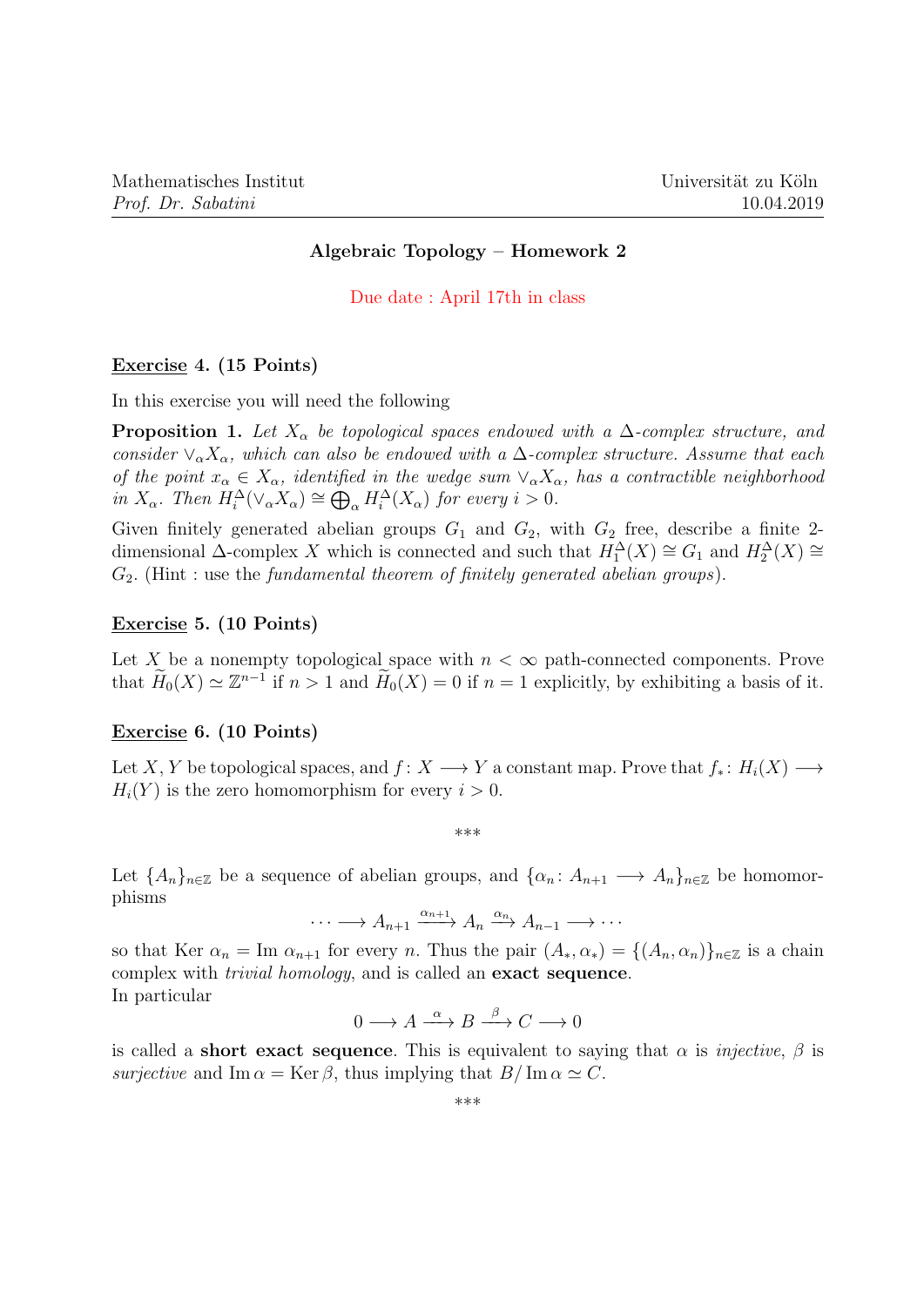Mathematisches Institut
*Prof. Dr. Sabatini*

Universität zu Köln
10.04.2019

## Algebraic Topology – Homework 2

Due date : April 17th in class

**Exercise 4. (15 Points)**

In this exercise you will need the following

**Proposition 1.** *Let $X_\alpha$ be topological spaces endowed with a $\Delta$-complex structure, and consider $\vee_\alpha X_\alpha$, which can also be endowed with a $\Delta$-complex structure. Assume that each of the point $x_\alpha \in X_\alpha$, identified in the wedge sum $\vee_\alpha X_\alpha$, has a contractible neighborhood in $X_\alpha$. Then $H_i^\Delta(\vee_\alpha X_\alpha) \cong \bigoplus_\alpha H_i^\Delta(X_\alpha)$ for every $i > 0$.*

Given finitely generated abelian groups $G_1$ and $G_2$, with $G_2$ free, describe a finite 2-dimensional $\Delta$-complex $X$ which is connected and such that $H_1^\Delta(X) \cong G_1$ and $H_2^\Delta(X) \cong G_2$. (Hint : use the *fundamental theorem of finitely generated abelian groups*).

**Exercise 5. (10 Points)**

Let $X$ be a nonempty topological space with $n < \infty$ path-connected components. Prove that $\widetilde{H}_0(X) \simeq \mathbb{Z}^{n-1}$ if $n > 1$ and $\widetilde{H}_0(X) = 0$ if $n = 1$ explicitly, by exhibiting a basis of it.

**Exercise 6. (10 Points)**

Let $X, Y$ be topological spaces, and $f \colon X \longrightarrow Y$ a constant map. Prove that $f_* \colon H_i(X) \longrightarrow H_i(Y)$ is the zero homomorphism for every $i > 0$.

\*\*\*

Let $\{A_n\}_{n\in\mathbb{Z}}$ be a sequence of abelian groups, and $\{\alpha_n \colon A_{n+1} \longrightarrow A_n\}_{n\in\mathbb{Z}}$ be homomorphisms

$$\cdots \longrightarrow A_{n+1} \xrightarrow{\alpha_{n+1}} A_n \xrightarrow{\alpha_n} A_{n-1} \longrightarrow \cdots$$

so that $\operatorname{Ker} \alpha_n = \operatorname{Im} \alpha_{n+1}$ for every $n$. Thus the pair $(A_*, \alpha_*) = \{(A_n, \alpha_n)\}_{n\in\mathbb{Z}}$ is a chain complex with *trivial homology*, and is called an **exact sequence**.
In particular

$$0 \longrightarrow A \xrightarrow{\alpha} B \xrightarrow{\beta} C \longrightarrow 0$$

is called a **short exact sequence**. This is equivalent to saying that $\alpha$ is *injective*, $\beta$ is *surjective* and $\operatorname{Im} \alpha = \operatorname{Ker} \beta$, thus implying that $B/\operatorname{Im} \alpha \simeq C$.

\*\*\*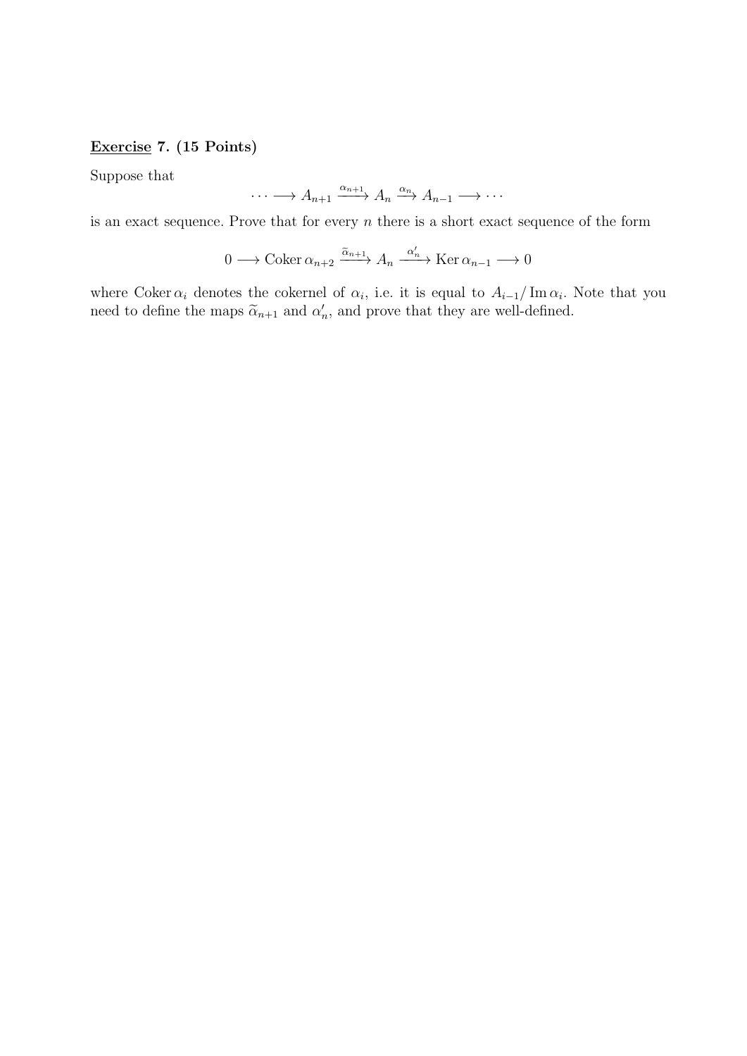**<u>Exercise</u> 7. (15 Points)**

Suppose that

$$\cdots \longrightarrow A_{n+1} \xrightarrow{\alpha_{n+1}} A_n \xrightarrow{\alpha_n} A_{n-1} \longrightarrow \cdots$$

is an exact sequence. Prove that for every $n$ there is a short exact sequence of the form

$$0 \longrightarrow \operatorname{Coker} \alpha_{n+2} \xrightarrow{\widetilde{\alpha}_{n+1}} A_n \xrightarrow{\alpha_n'} \operatorname{Ker} \alpha_{n-1} \longrightarrow 0$$

where $\operatorname{Coker} \alpha_i$ denotes the cokernel of $\alpha_i$, i.e. it is equal to $A_{i-1}/\operatorname{Im} \alpha_i$. Note that you need to define the maps $\widetilde{\alpha}_{n+1}$ and $\alpha_n'$, and prove that they are well-defined.